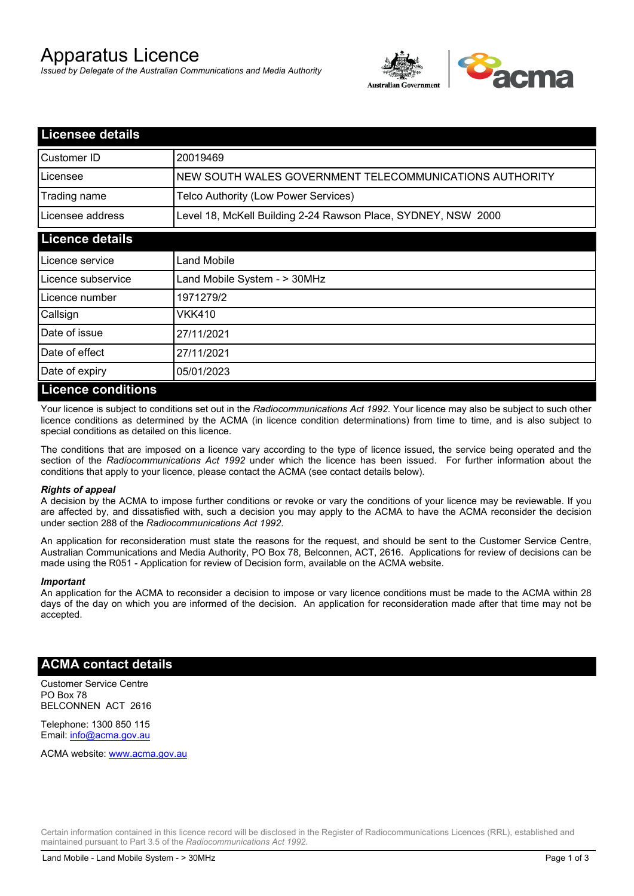# Apparatus Licence

*Issued by Delegate of the Australian Communications and Media Authority*

## Licensee details

| | |
|---|---|
| Customer ID | 20019469 |
| Licensee | NEW SOUTH WALES GOVERNMENT TELECOMMUNICATIONS AUTHORITY |
| Trading name | Telco Authority (Low Power Services) |
| Licensee address | Level 18, McKell Building 2-24 Rawson Place, SYDNEY, NSW 2000 |

## Licence details

| | |
|---|---|
| Licence service | Land Mobile |
| Licence subservice | Land Mobile System - > 30MHz |
| Licence number | 1971279/2 |
| Callsign | VKK410 |
| Date of issue | 27/11/2021 |
| Date of effect | 27/11/2021 |
| Date of expiry | 05/01/2023 |

## Licence conditions

Your licence is subject to conditions set out in the *Radiocommunications Act 1992*. Your licence may also be subject to such other licence conditions as determined by the ACMA (in licence condition determinations) from time to time, and is also subject to special conditions as detailed on this licence.

The conditions that are imposed on a licence vary according to the type of licence issued, the service being operated and the section of the *Radiocommunications Act 1992* under which the licence has been issued. For further information about the conditions that apply to your licence, please contact the ACMA (see contact details below).

***Rights of appeal***

A decision by the ACMA to impose further conditions or revoke or vary the conditions of your licence may be reviewable. If you are affected by, and dissatisfied with, such a decision you may apply to the ACMA to have the ACMA reconsider the decision under section 288 of the *Radiocommunications Act 1992*.

An application for reconsideration must state the reasons for the request, and should be sent to the Customer Service Centre, Australian Communications and Media Authority, PO Box 78, Belconnen, ACT, 2616. Applications for review of decisions can be made using the R051 - Application for review of Decision form, available on the ACMA website.

***Important***

An application for the ACMA to reconsider a decision to impose or vary licence conditions must be made to the ACMA within 28 days of the day on which you are informed of the decision. An application for reconsideration made after that time may not be accepted.

## ACMA contact details

Customer Service Centre
PO Box 78
BELCONNEN ACT 2616

Telephone: 1300 850 115
Email: info@acma.gov.au

ACMA website: www.acma.gov.au

Certain information contained in this licence record will be disclosed in the Register of Radiocommunications Licences (RRL), established and maintained pursuant to Part 3.5 of the *Radiocommunications Act 1992.*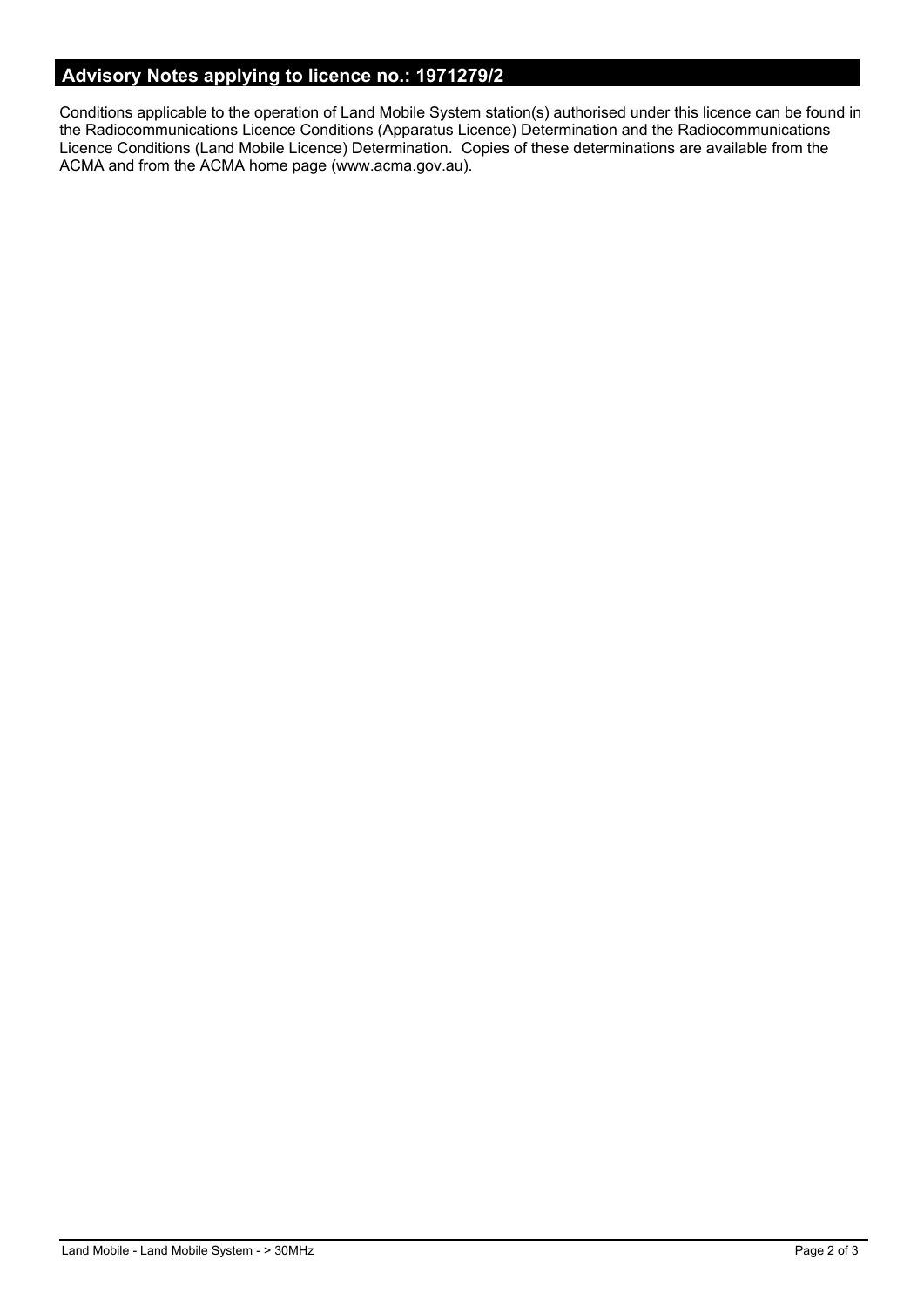## Advisory Notes applying to licence no.: 1971279/2

Conditions applicable to the operation of Land Mobile System station(s) authorised under this licence can be found in the Radiocommunications Licence Conditions (Apparatus Licence) Determination and the Radiocommunications Licence Conditions (Land Mobile Licence) Determination. Copies of these determinations are available from the ACMA and from the ACMA home page (www.acma.gov.au).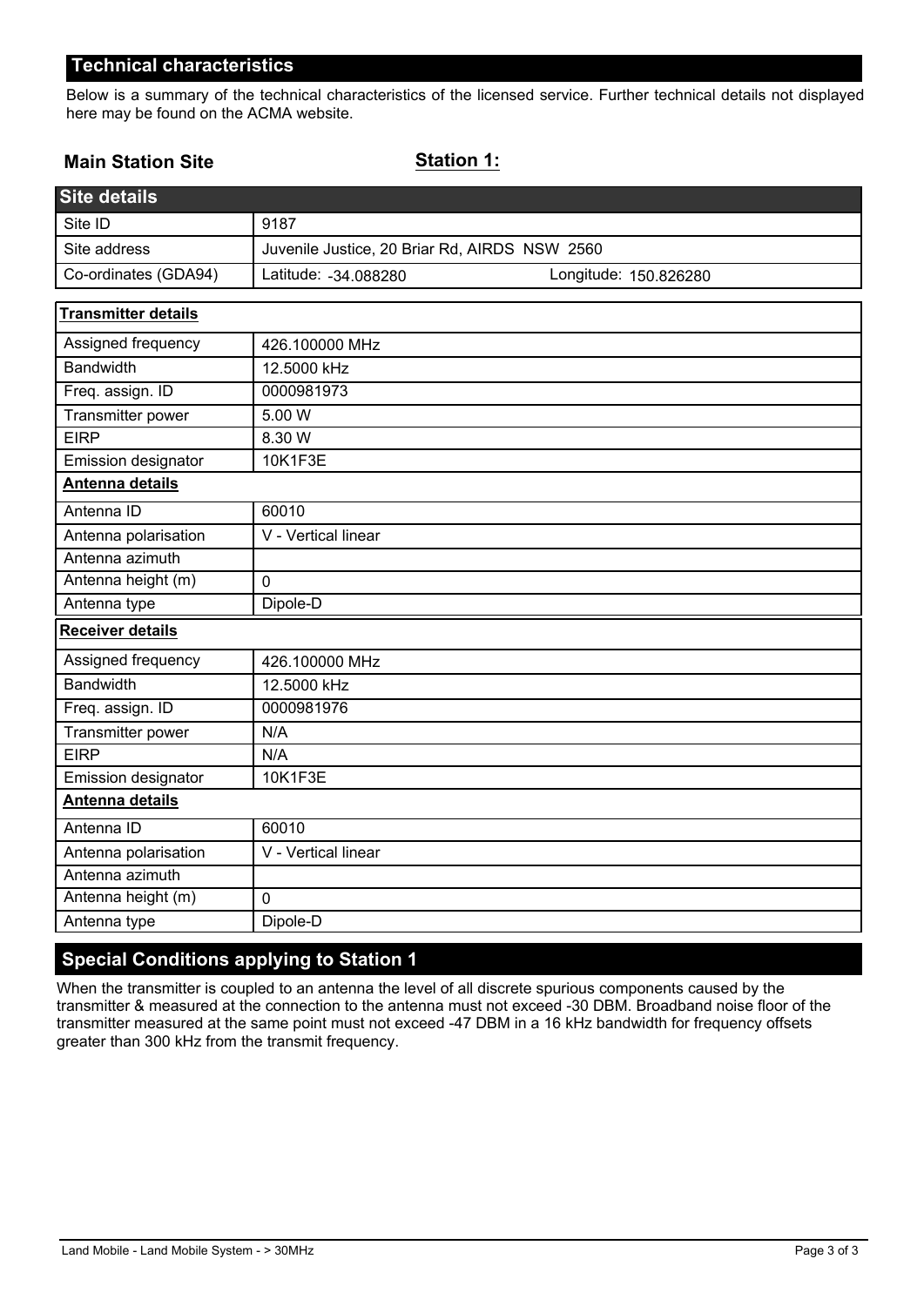## Technical characteristics

Below is a summary of the technical characteristics of the licensed service. Further technical details not displayed here may be found on the ACMA website.

**Main Station Site** **Station 1:**

| Site details | |
|---|---|
| Site ID | 9187 |
| Site address | Juvenile Justice, 20 Briar Rd, AIRDS NSW 2560 |
| Co-ordinates (GDA94) | Latitude: -34.088280 Longitude: 150.826280 |

| **Transmitter details** | |
|---|---|
| Assigned frequency | 426.100000 MHz |
| Bandwidth | 12.5000 kHz |
| Freq. assign. ID | 0000981973 |
| Transmitter power | 5.00 W |
| EIRP | 8.30 W |
| Emission designator | 10K1F3E |
| **Antenna details** | |
| Antenna ID | 60010 |
| Antenna polarisation | V - Vertical linear |
| Antenna azimuth | |
| Antenna height (m) | 0 |
| Antenna type | Dipole-D |
| **Receiver details** | |
| Assigned frequency | 426.100000 MHz |
| Bandwidth | 12.5000 kHz |
| Freq. assign. ID | 0000981976 |
| Transmitter power | N/A |
| EIRP | N/A |
| Emission designator | 10K1F3E |
| **Antenna details** | |
| Antenna ID | 60010 |
| Antenna polarisation | V - Vertical linear |
| Antenna azimuth | |
| Antenna height (m) | 0 |
| Antenna type | Dipole-D |

## Special Conditions applying to Station 1

When the transmitter is coupled to an antenna the level of all discrete spurious components caused by the transmitter & measured at the connection to the antenna must not exceed -30 DBM. Broadband noise floor of the transmitter measured at the same point must not exceed -47 DBM in a 16 kHz bandwidth for frequency offsets greater than 300 kHz from the transmit frequency.